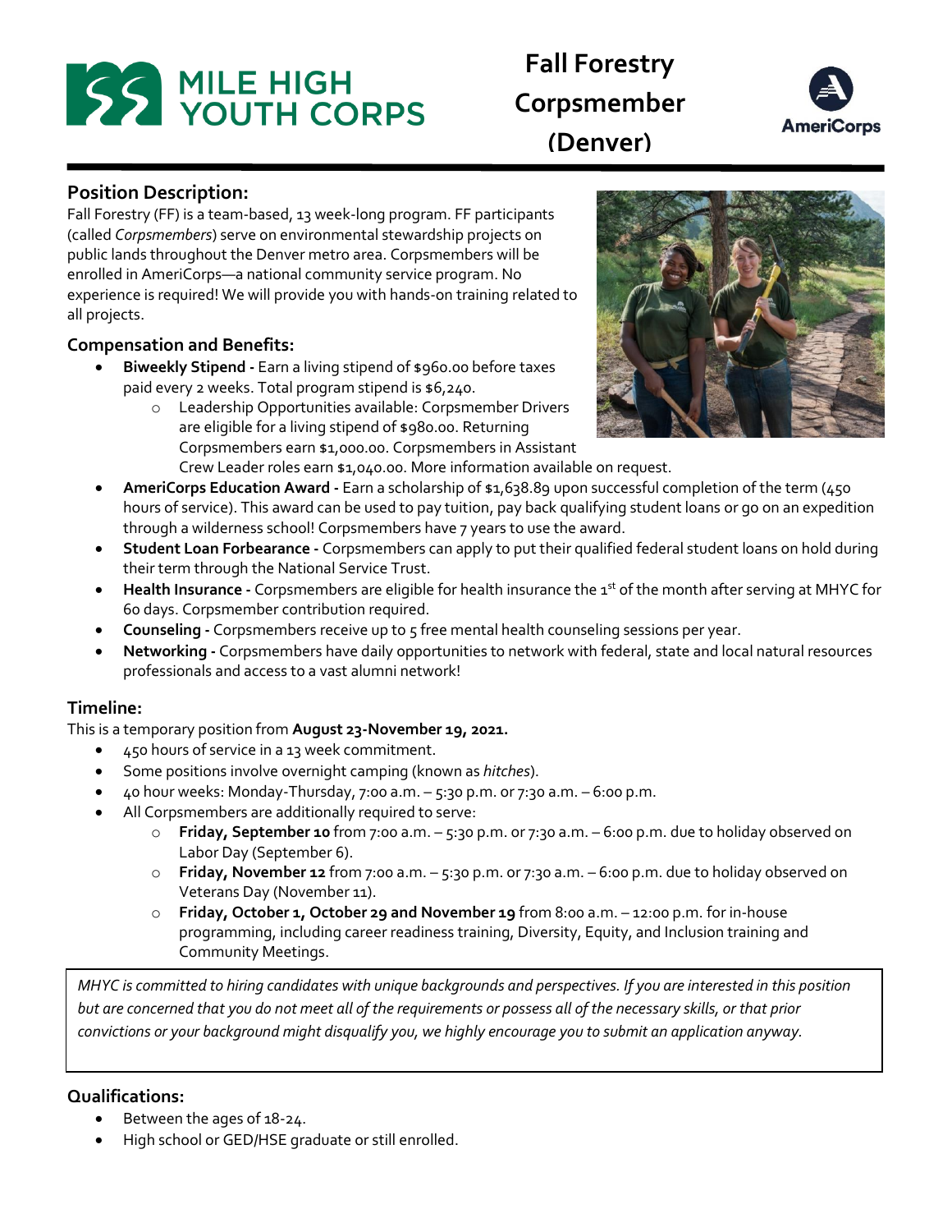# Fall Forestry Corpsmember (Denver)

MILE HIGH YOUTH CORPS

AmeriCorps

## Position Description:

Fall Forestry (FF) is a team-based, 13 week-long program. FF participants (called *Corpsmembers*) serve on environmental stewardship projects on public lands throughout the Denver metro area. Corpsmembers will be enrolled in AmeriCorps—a national community service program. No experience is required! We will provide you with hands-on training related to all projects.

### Compensation and Benefits:

- **Biweekly Stipend -** Earn a living stipend of $960.00 before taxes paid every 2 weeks. Total program stipend is $6,240.
  - Leadership Opportunities available: Corpsmember Drivers are eligible for a living stipend of $980.00. Returning Corpsmembers earn $1,000.00. Corpsmembers in Assistant Crew Leader roles earn $1,040.00. More information available on request.
- **AmeriCorps Education Award -** Earn a scholarship of $1,638.89 upon successful completion of the term (450 hours of service). This award can be used to pay tuition, pay back qualifying student loans or go on an expedition through a wilderness school! Corpsmembers have 7 years to use the award.
- **Student Loan Forbearance -** Corpsmembers can apply to put their qualified federal student loans on hold during their term through the National Service Trust.
- **Health Insurance -** Corpsmembers are eligible for health insurance the 1st of the month after serving at MHYC for 60 days. Corpsmember contribution required.
- **Counseling -** Corpsmembers receive up to 5 free mental health counseling sessions per year.
- **Networking -** Corpsmembers have daily opportunities to network with federal, state and local natural resources professionals and access to a vast alumni network!

### Timeline:

This is a temporary position from **August 23-November 19, 2021.**

- 450 hours of service in a 13 week commitment.
- Some positions involve overnight camping (known as *hitches*).
- 40 hour weeks: Monday-Thursday, 7:00 a.m. – 5:30 p.m. or 7:30 a.m. – 6:00 p.m.
- All Corpsmembers are additionally required to serve:
  - **Friday, September 10** from 7:00 a.m. – 5:30 p.m. or 7:30 a.m. – 6:00 p.m. due to holiday observed on Labor Day (September 6).
  - **Friday, November 12** from 7:00 a.m. – 5:30 p.m. or 7:30 a.m. – 6:00 p.m. due to holiday observed on Veterans Day (November 11).
  - **Friday, October 1, October 29 and November 19** from 8:00 a.m. – 12:00 p.m. for in-house programming, including career readiness training, Diversity, Equity, and Inclusion training and Community Meetings.

*MHYC is committed to hiring candidates with unique backgrounds and perspectives. If you are interested in this position but are concerned that you do not meet all of the requirements or possess all of the necessary skills, or that prior convictions or your background might disqualify you, we highly encourage you to submit an application anyway.*

### Qualifications:

- Between the ages of 18-24.
- High school or GED/HSE graduate or still enrolled.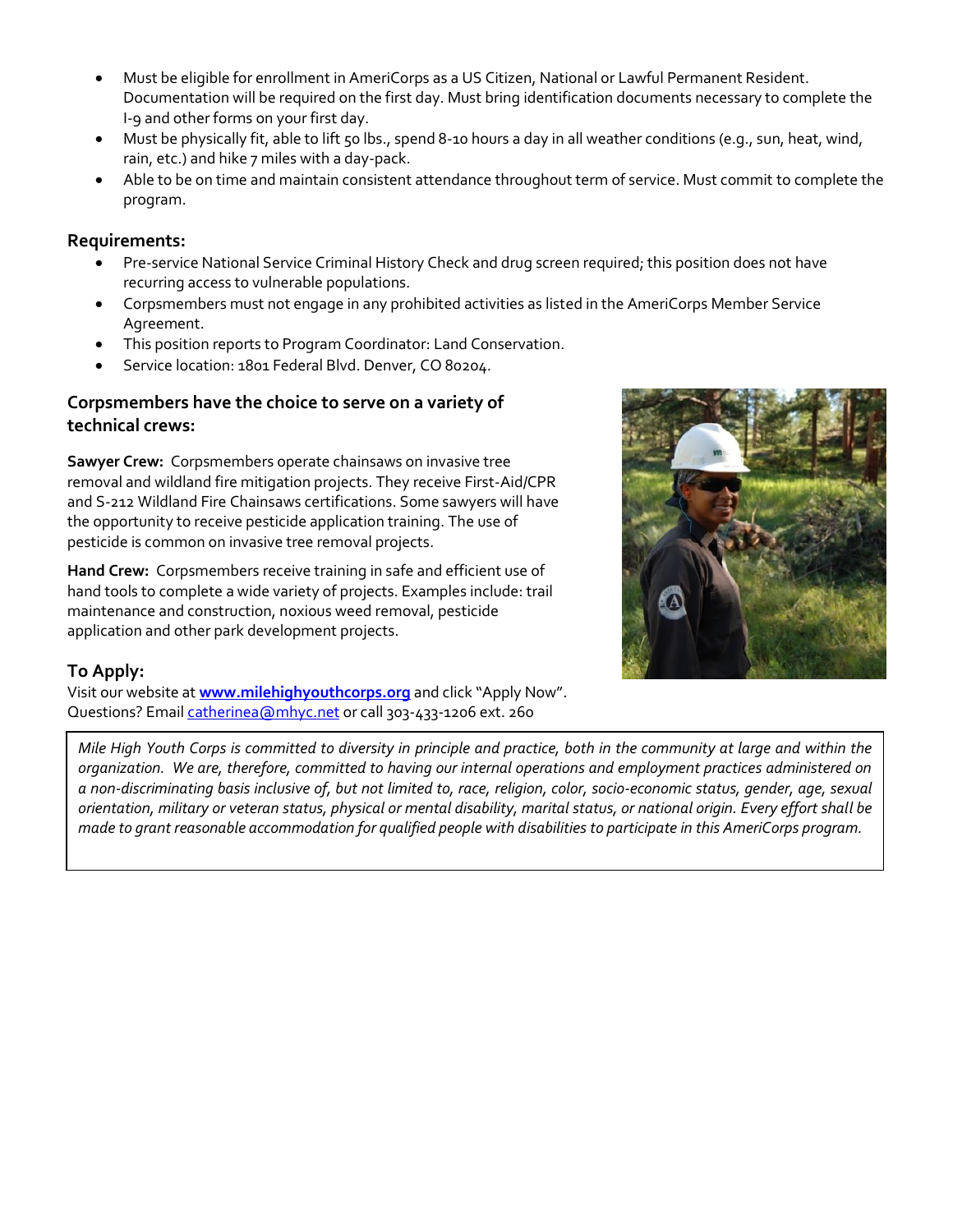- Must be eligible for enrollment in AmeriCorps as a US Citizen, National or Lawful Permanent Resident. Documentation will be required on the first day. Must bring identification documents necessary to complete the I-9 and other forms on your first day.
- Must be physically fit, able to lift 50 lbs., spend 8-10 hours a day in all weather conditions (e.g., sun, heat, wind, rain, etc.) and hike 7 miles with a day-pack.
- Able to be on time and maintain consistent attendance throughout term of service. Must commit to complete the program.

### Requirements:

- Pre-service National Service Criminal History Check and drug screen required; this position does not have recurring access to vulnerable populations.
- Corpsmembers must not engage in any prohibited activities as listed in the AmeriCorps Member Service Agreement.
- This position reports to Program Coordinator: Land Conservation.
- Service location: 1801 Federal Blvd. Denver, CO 80204.

### Corpsmembers have the choice to serve on a variety of technical crews:

**Sawyer Crew:** Corpsmembers operate chainsaws on invasive tree removal and wildland fire mitigation projects. They receive First-Aid/CPR and S-212 Wildland Fire Chainsaws certifications. Some sawyers will have the opportunity to receive pesticide application training. The use of pesticide is common on invasive tree removal projects.

**Hand Crew:** Corpsmembers receive training in safe and efficient use of hand tools to complete a wide variety of projects. Examples include: trail maintenance and construction, noxious weed removal, pesticide application and other park development projects.

### To Apply:

Visit our website at **www.milehighyouthcorps.org** and click "Apply Now". Questions? Email catherinea@mhyc.net or call 303-433-1206 ext. 260

*Mile High Youth Corps is committed to diversity in principle and practice, both in the community at large and within the organization. We are, therefore, committed to having our internal operations and employment practices administered on a non-discriminating basis inclusive of, but not limited to, race, religion, color, socio-economic status, gender, age, sexual orientation, military or veteran status, physical or mental disability, marital status, or national origin. Every effort shall be made to grant reasonable accommodation for qualified people with disabilities to participate in this AmeriCorps program.*